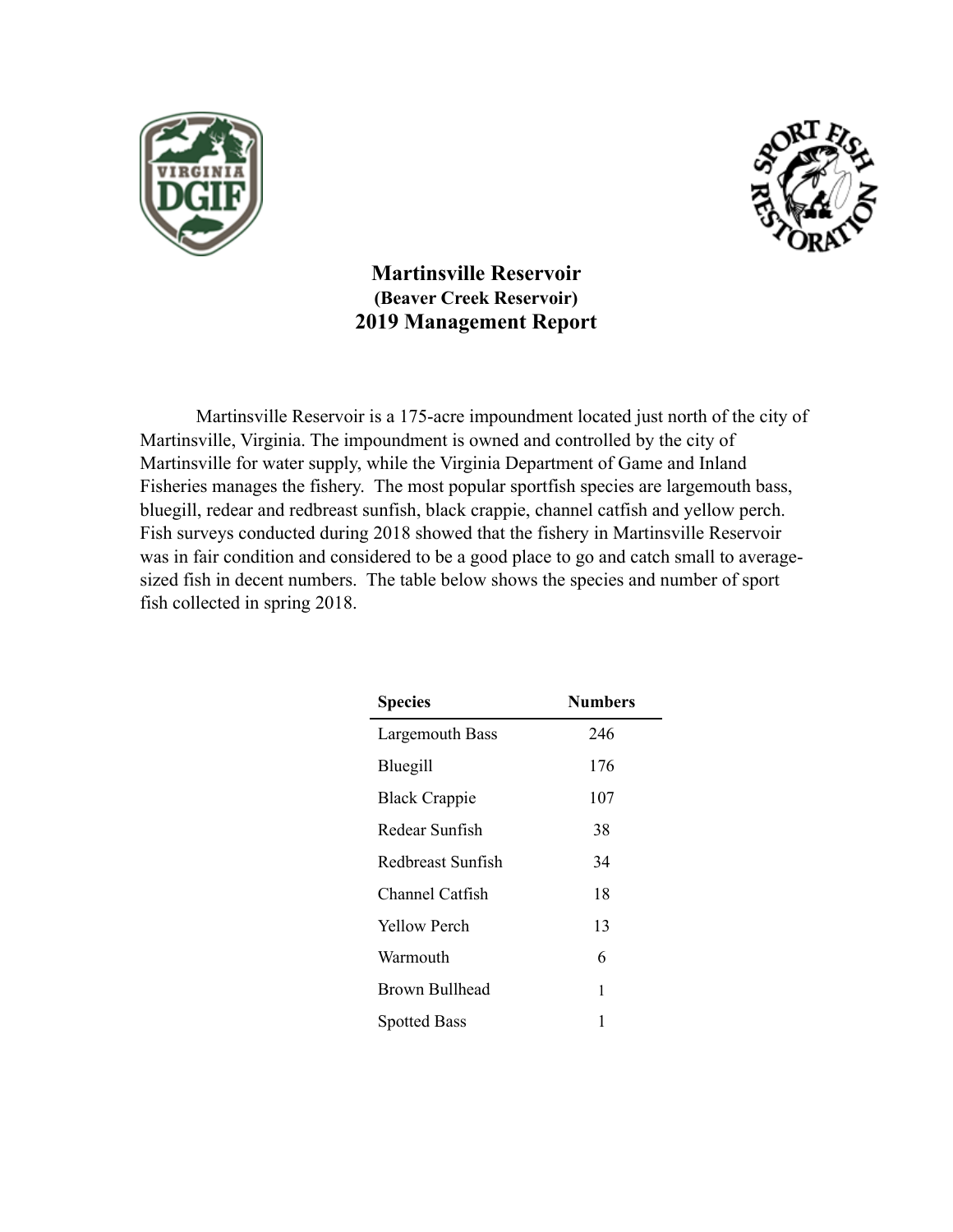# Martinsville Reservoir
### (Beaver Creek Reservoir)
## 2019 Management Report

Martinsville Reservoir is a 175-acre impoundment located just north of the city of Martinsville, Virginia. The impoundment is owned and controlled by the city of Martinsville for water supply, while the Virginia Department of Game and Inland Fisheries manages the fishery. The most popular sportfish species are largemouth bass, bluegill, redear and redbreast sunfish, black crappie, channel catfish and yellow perch. Fish surveys conducted during 2018 showed that the fishery in Martinsville Reservoir was in fair condition and considered to be a good place to go and catch small to average-sized fish in decent numbers. The table below shows the species and number of sport fish collected in spring 2018.

| Species | Numbers |
|---|---|
| Largemouth Bass | 246 |
| Bluegill | 176 |
| Black Crappie | 107 |
| Redear Sunfish | 38 |
| Redbreast Sunfish | 34 |
| Channel Catfish | 18 |
| Yellow Perch | 13 |
| Warmouth | 6 |
| Brown Bullhead | 1 |
| Spotted Bass | 1 |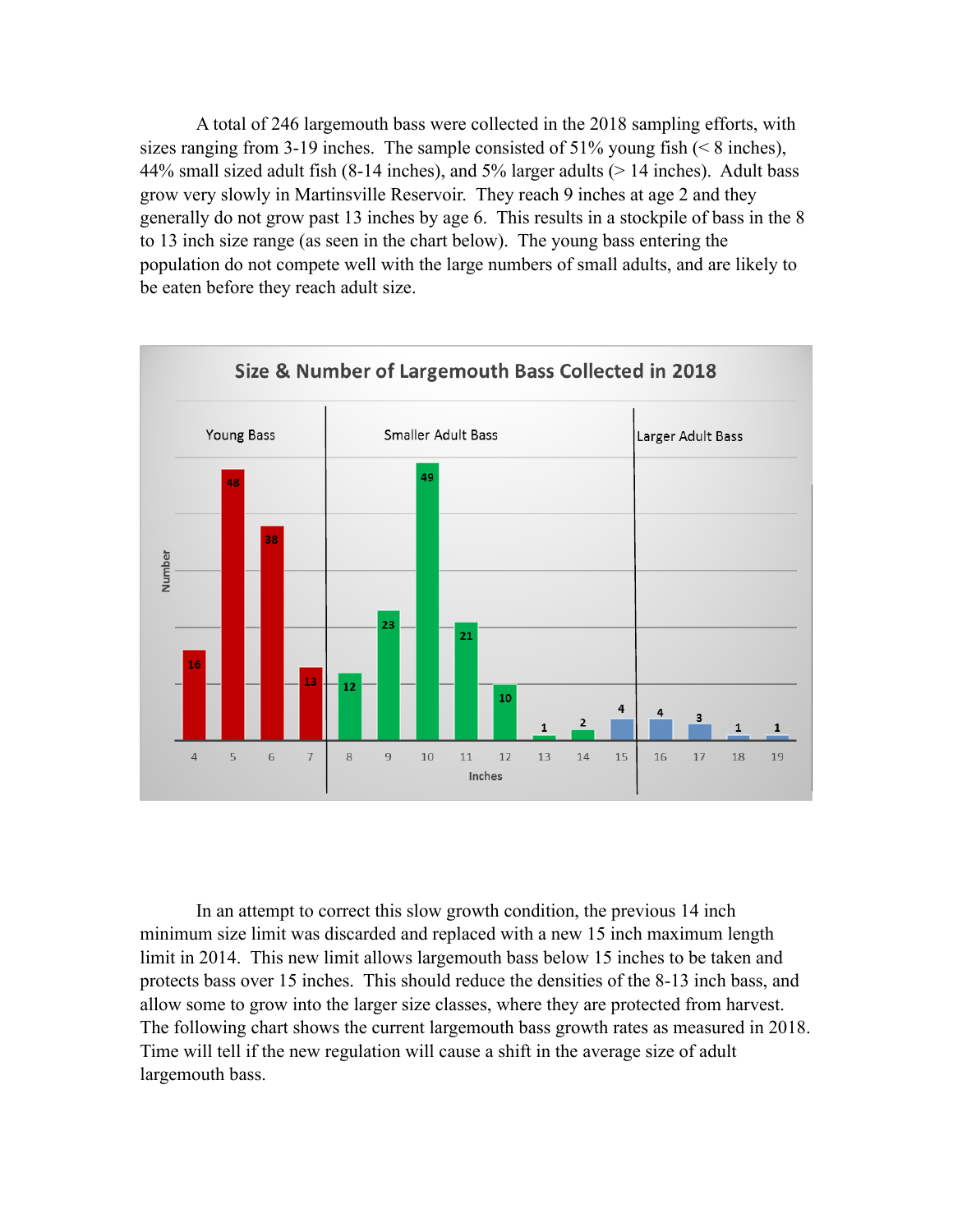A total of 246 largemouth bass were collected in the 2018 sampling efforts, with sizes ranging from 3-19 inches. The sample consisted of 51% young fish (< 8 inches), 44% small sized adult fish (8-14 inches), and 5% larger adults (> 14 inches). Adult bass grow very slowly in Martinsville Reservoir. They reach 9 inches at age 2 and they generally do not grow past 13 inches by age 6. This results in a stockpile of bass in the 8 to 13 inch size range (as seen in the chart below). The young bass entering the population do not compete well with the large numbers of small adults, and are likely to be eaten before they reach adult size.

In an attempt to correct this slow growth condition, the previous 14 inch minimum size limit was discarded and replaced with a new 15 inch maximum length limit in 2014. This new limit allows largemouth bass below 15 inches to be taken and protects bass over 15 inches. This should reduce the densities of the 8-13 inch bass, and allow some to grow into the larger size classes, where they are protected from harvest. The following chart shows the current largemouth bass growth rates as measured in 2018. Time will tell if the new regulation will cause a shift in the average size of adult largemouth bass.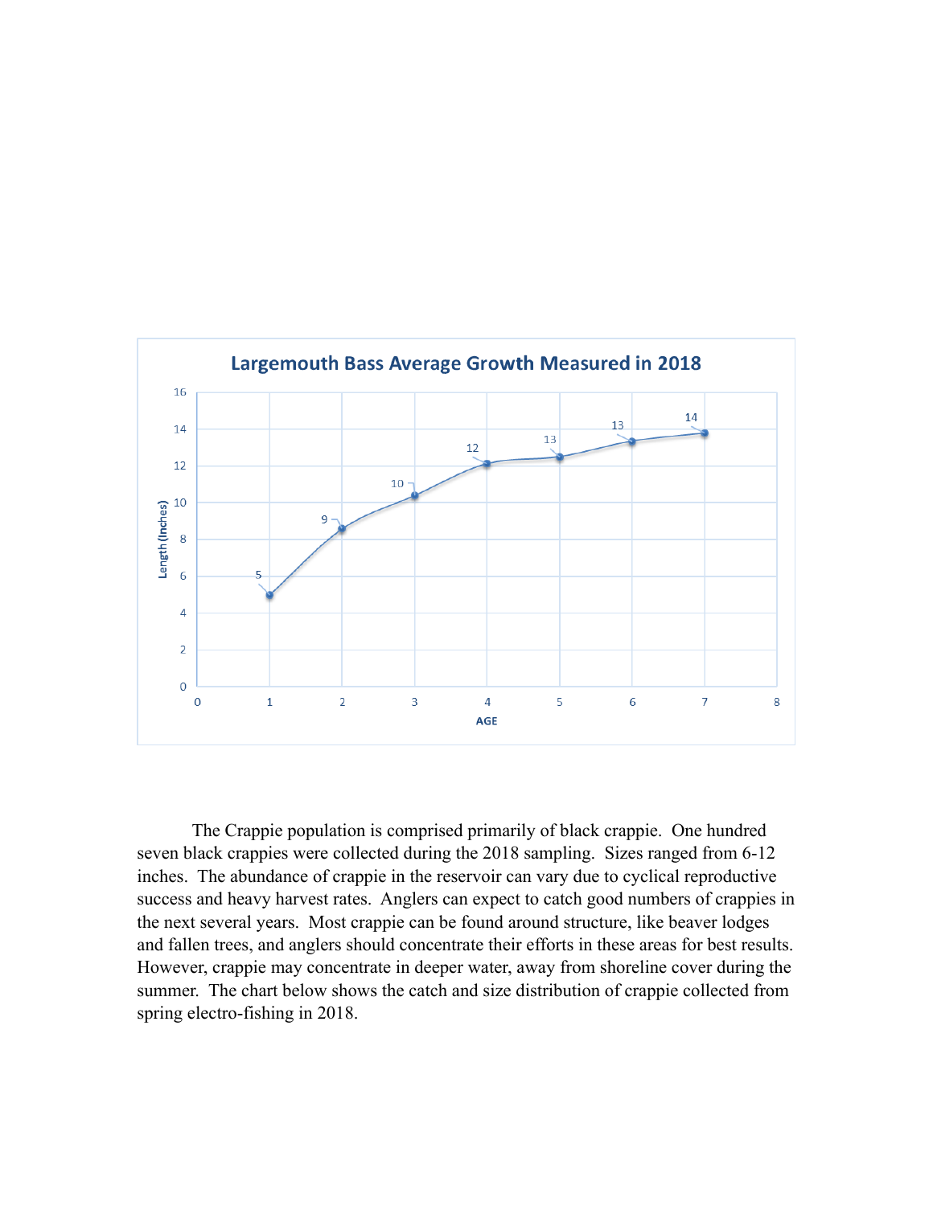**Largemouth Bass Average Growth Measured in 2018**

| AGE | Length (Inches) |
|---|---|
| 1 | 5 |
| 2 | 9 |
| 3 | 10 |
| 4 | 12 |
| 5 | 13 |
| 6 | 13 |
| 7 | 14 |

The Crappie population is comprised primarily of black crappie. One hundred seven black crappies were collected during the 2018 sampling. Sizes ranged from 6-12 inches. The abundance of crappie in the reservoir can vary due to cyclical reproductive success and heavy harvest rates. Anglers can expect to catch good numbers of crappies in the next several years. Most crappie can be found around structure, like beaver lodges and fallen trees, and anglers should concentrate their efforts in these areas for best results. However, crappie may concentrate in deeper water, away from shoreline cover during the summer. The chart below shows the catch and size distribution of crappie collected from spring electro-fishing in 2018.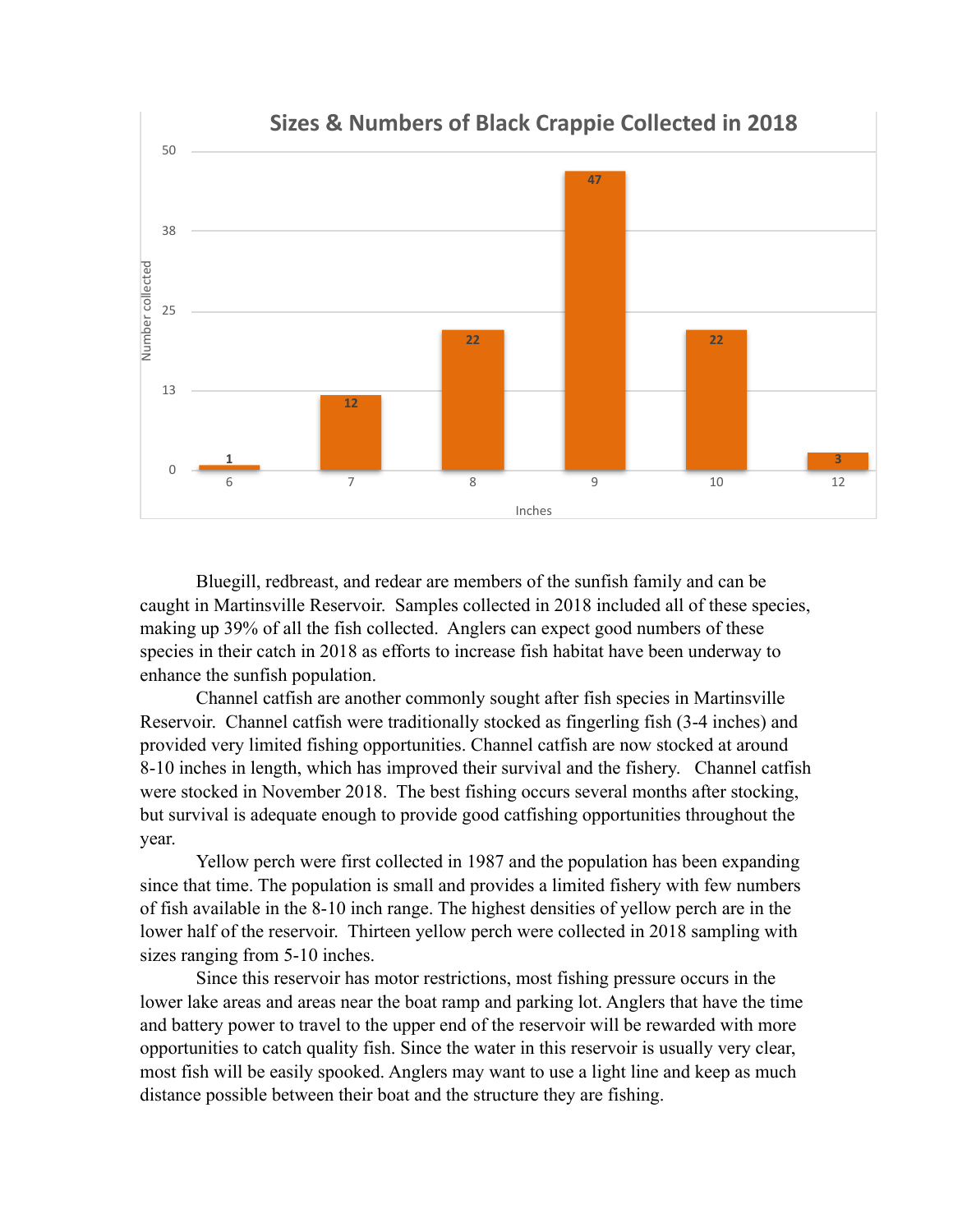**Sizes & Numbers of Black Crappie Collected in 2018**

| Inches | Number collected |
|---|---|
| 6 | 1 |
| 7 | 12 |
| 8 | 22 |
| 9 | 47 |
| 10 | 22 |
| 12 | 3 |

Bluegill, redbreast, and redear are members of the sunfish family and can be caught in Martinsville Reservoir. Samples collected in 2018 included all of these species, making up 39% of all the fish collected. Anglers can expect good numbers of these species in their catch in 2018 as efforts to increase fish habitat have been underway to enhance the sunfish population.

Channel catfish are another commonly sought after fish species in Martinsville Reservoir. Channel catfish were traditionally stocked as fingerling fish (3-4 inches) and provided very limited fishing opportunities. Channel catfish are now stocked at around 8-10 inches in length, which has improved their survival and the fishery. Channel catfish were stocked in November 2018. The best fishing occurs several months after stocking, but survival is adequate enough to provide good catfishing opportunities throughout the year.

Yellow perch were first collected in 1987 and the population has been expanding since that time. The population is small and provides a limited fishery with few numbers of fish available in the 8-10 inch range. The highest densities of yellow perch are in the lower half of the reservoir. Thirteen yellow perch were collected in 2018 sampling with sizes ranging from 5-10 inches.

Since this reservoir has motor restrictions, most fishing pressure occurs in the lower lake areas and areas near the boat ramp and parking lot. Anglers that have the time and battery power to travel to the upper end of the reservoir will be rewarded with more opportunities to catch quality fish. Since the water in this reservoir is usually very clear, most fish will be easily spooked. Anglers may want to use a light line and keep as much distance possible between their boat and the structure they are fishing.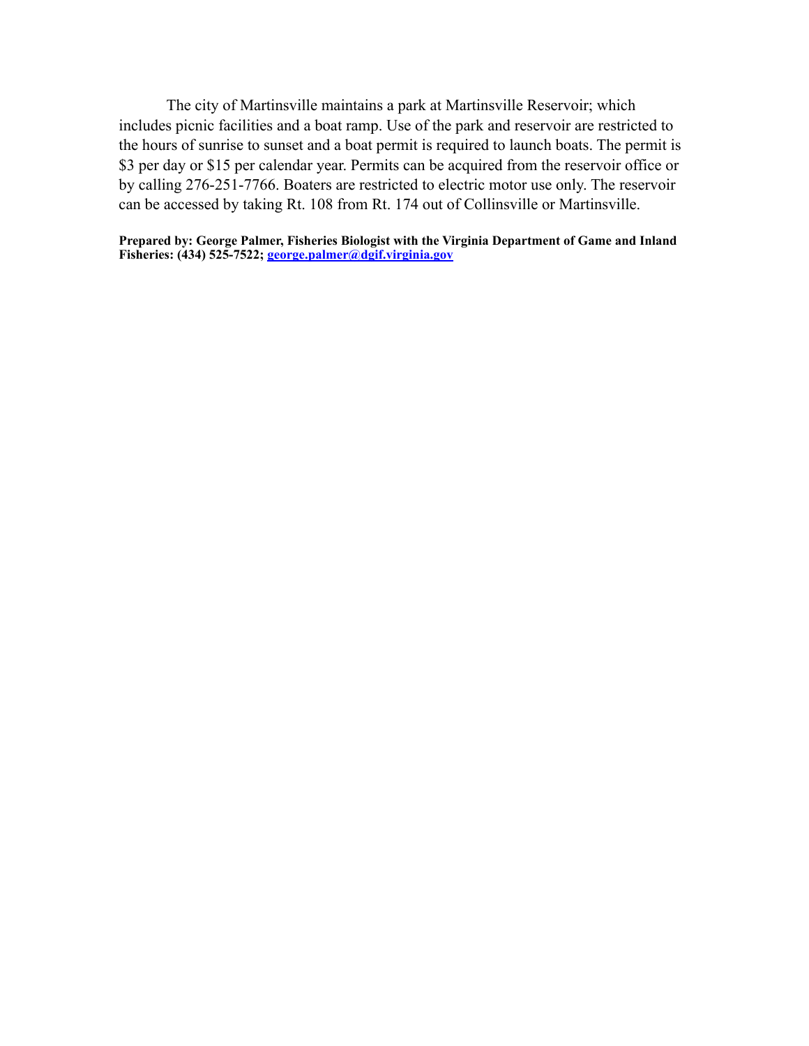The city of Martinsville maintains a park at Martinsville Reservoir; which includes picnic facilities and a boat ramp. Use of the park and reservoir are restricted to the hours of sunrise to sunset and a boat permit is required to launch boats. The permit is $3 per day or $15 per calendar year. Permits can be acquired from the reservoir office or by calling 276-251-7766. Boaters are restricted to electric motor use only. The reservoir can be accessed by taking Rt. 108 from Rt. 174 out of Collinsville or Martinsville.

**Prepared by: George Palmer, Fisheries Biologist with the Virginia Department of Game and Inland Fisheries: (434) 525-7522; [george.palmer@dgif.virginia.gov](mailto:george.palmer@dgif.virginia.gov)**